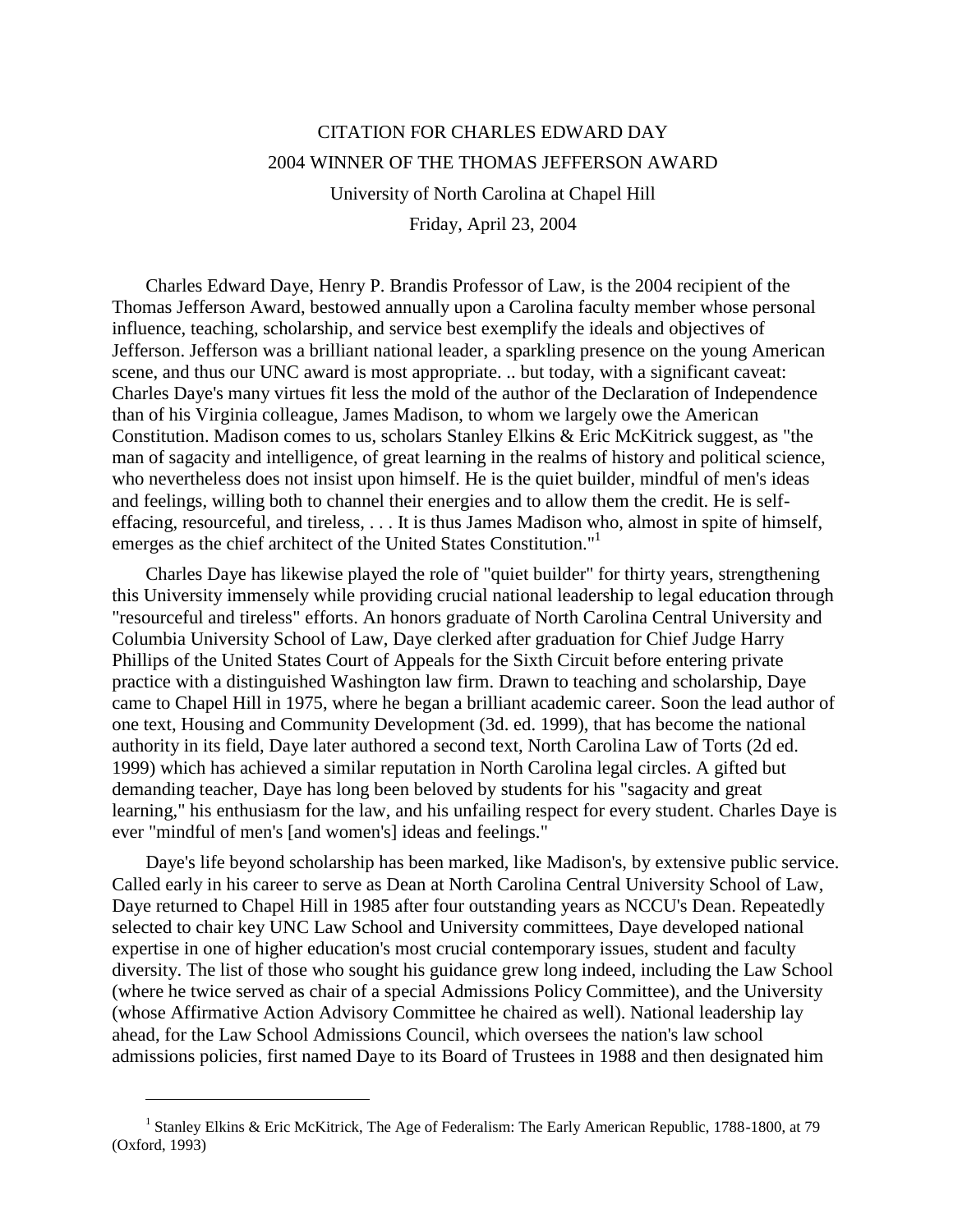CITATION FOR CHARLES EDWARD DAY

2004 WINNER OF THE THOMAS JEFFERSON AWARD

University of North Carolina at Chapel Hill

Friday, April 23, 2004

Charles Edward Daye, Henry P. Brandis Professor of Law, is the 2004 recipient of the Thomas Jefferson Award, bestowed annually upon a Carolina faculty member whose personal influence, teaching, scholarship, and service best exemplify the ideals and objectives of Jefferson. Jefferson was a brilliant national leader, a sparkling presence on the young American scene, and thus our UNC award is most appropriate. .. but today, with a significant caveat: Charles Daye's many virtues fit less the mold of the author of the Declaration of Independence than of his Virginia colleague, James Madison, to whom we largely owe the American Constitution. Madison comes to us, scholars Stanley Elkins & Eric McKitrick suggest, as "the man of sagacity and intelligence, of great learning in the realms of history and political science, who nevertheless does not insist upon himself. He is the quiet builder, mindful of men's ideas and feelings, willing both to channel their energies and to allow them the credit. He is self-effacing, resourceful, and tireless, . . . It is thus James Madison who, almost in spite of himself, emerges as the chief architect of the United States Constitution."[1]

Charles Daye has likewise played the role of "quiet builder" for thirty years, strengthening this University immensely while providing crucial national leadership to legal education through "resourceful and tireless" efforts. An honors graduate of North Carolina Central University and Columbia University School of Law, Daye clerked after graduation for Chief Judge Harry Phillips of the United States Court of Appeals for the Sixth Circuit before entering private practice with a distinguished Washington law firm. Drawn to teaching and scholarship, Daye came to Chapel Hill in 1975, where he began a brilliant academic career. Soon the lead author of one text, Housing and Community Development (3d. ed. 1999), that has become the national authority in its field, Daye later authored a second text, North Carolina Law of Torts (2d ed. 1999) which has achieved a similar reputation in North Carolina legal circles. A gifted but demanding teacher, Daye has long been beloved by students for his "sagacity and great learning," his enthusiasm for the law, and his unfailing respect for every student. Charles Daye is ever "mindful of men's [and women's] ideas and feelings."

Daye's life beyond scholarship has been marked, like Madison's, by extensive public service. Called early in his career to serve as Dean at North Carolina Central University School of Law, Daye returned to Chapel Hill in 1985 after four outstanding years as NCCU's Dean. Repeatedly selected to chair key UNC Law School and University committees, Daye developed national expertise in one of higher education's most crucial contemporary issues, student and faculty diversity. The list of those who sought his guidance grew long indeed, including the Law School (where he twice served as chair of a special Admissions Policy Committee), and the University (whose Affirmative Action Advisory Committee he chaired as well). National leadership lay ahead, for the Law School Admissions Council, which oversees the nation's law school admissions policies, first named Daye to its Board of Trustees in 1988 and then designated him

[1] Stanley Elkins & Eric McKitrick, The Age of Federalism: The Early American Republic, 1788-1800, at 79 (Oxford, 1993)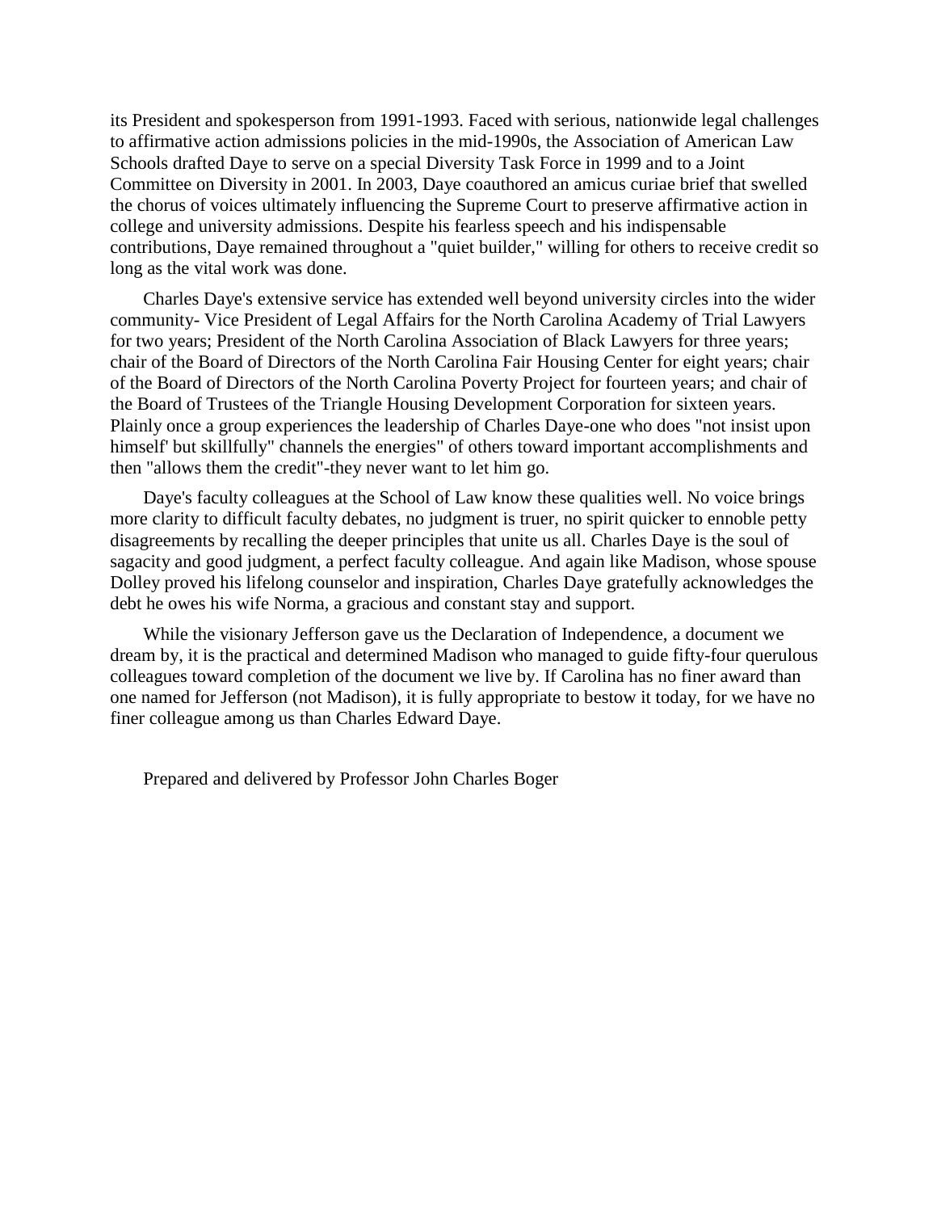its President and spokesperson from 1991-1993. Faced with serious, nationwide legal challenges to affirmative action admissions policies in the mid-1990s, the Association of American Law Schools drafted Daye to serve on a special Diversity Task Force in 1999 and to a Joint Committee on Diversity in 2001. In 2003, Daye coauthored an amicus curiae brief that swelled the chorus of voices ultimately influencing the Supreme Court to preserve affirmative action in college and university admissions. Despite his fearless speech and his indispensable contributions, Daye remained throughout a "quiet builder," willing for others to receive credit so long as the vital work was done.

Charles Daye's extensive service has extended well beyond university circles into the wider community- Vice President of Legal Affairs for the North Carolina Academy of Trial Lawyers for two years; President of the North Carolina Association of Black Lawyers for three years; chair of the Board of Directors of the North Carolina Fair Housing Center for eight years; chair of the Board of Directors of the North Carolina Poverty Project for fourteen years; and chair of the Board of Trustees of the Triangle Housing Development Corporation for sixteen years. Plainly once a group experiences the leadership of Charles Daye-one who does "not insist upon himself' but skillfully" channels the energies" of others toward important accomplishments and then "allows them the credit"-they never want to let him go.

Daye's faculty colleagues at the School of Law know these qualities well. No voice brings more clarity to difficult faculty debates, no judgment is truer, no spirit quicker to ennoble petty disagreements by recalling the deeper principles that unite us all. Charles Daye is the soul of sagacity and good judgment, a perfect faculty colleague. And again like Madison, whose spouse Dolley proved his lifelong counselor and inspiration, Charles Daye gratefully acknowledges the debt he owes his wife Norma, a gracious and constant stay and support.

While the visionary Jefferson gave us the Declaration of Independence, a document we dream by, it is the practical and determined Madison who managed to guide fifty-four querulous colleagues toward completion of the document we live by. If Carolina has no finer award than one named for Jefferson (not Madison), it is fully appropriate to bestow it today, for we have no finer colleague among us than Charles Edward Daye.

Prepared and delivered by Professor John Charles Boger